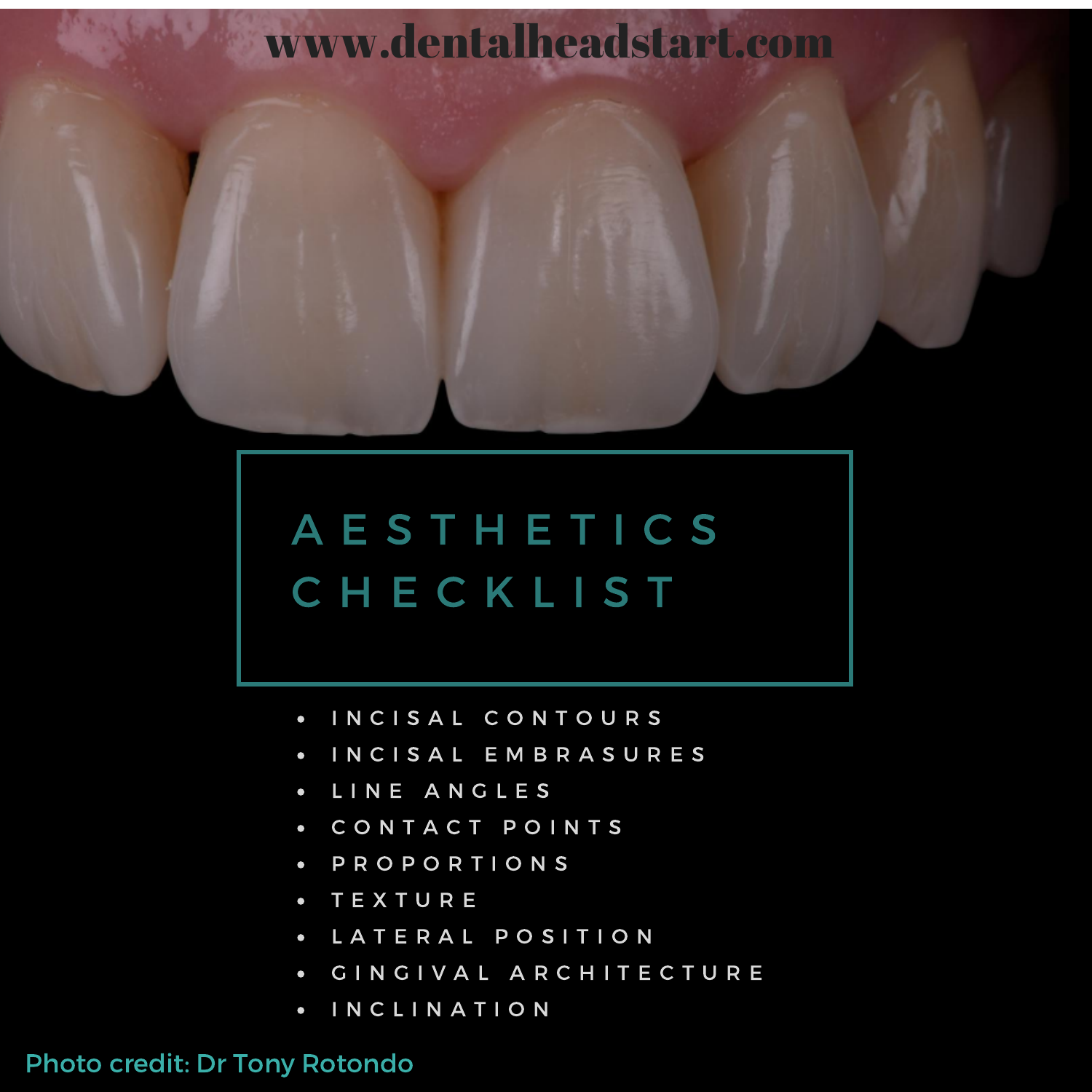www.dentalheadstart.com

# AESTHETICS CHECKLIST

- INCISAL CONTOURS
- INCISAL EMBRASURES
- LINE ANGLES
- CONTACT POINTS
- PROPORTIONS
- TEXTURE
- LATERAL POSITION
- GINGIVAL ARCHITECTURE
- INCLINATION

Photo credit: Dr Tony Rotondo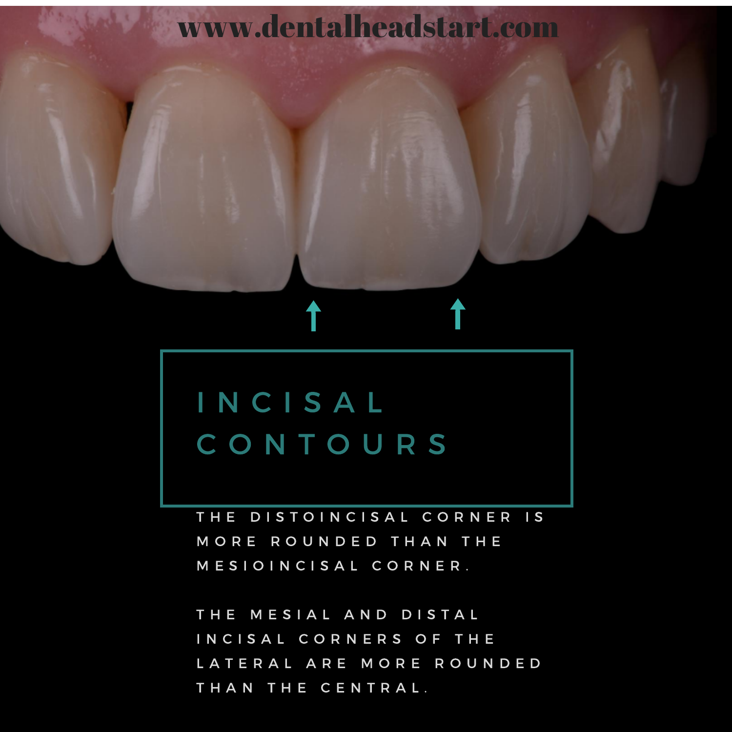www.dentalheadstart.com

# INCISAL CONTOURS

THE DISTOINCISAL CORNER IS MORE ROUNDED THAN THE MESIOINCISAL CORNER.

THE MESIAL AND DISTAL INCISAL CORNERS OF THE LATERAL ARE MORE ROUNDED THAN THE CENTRAL.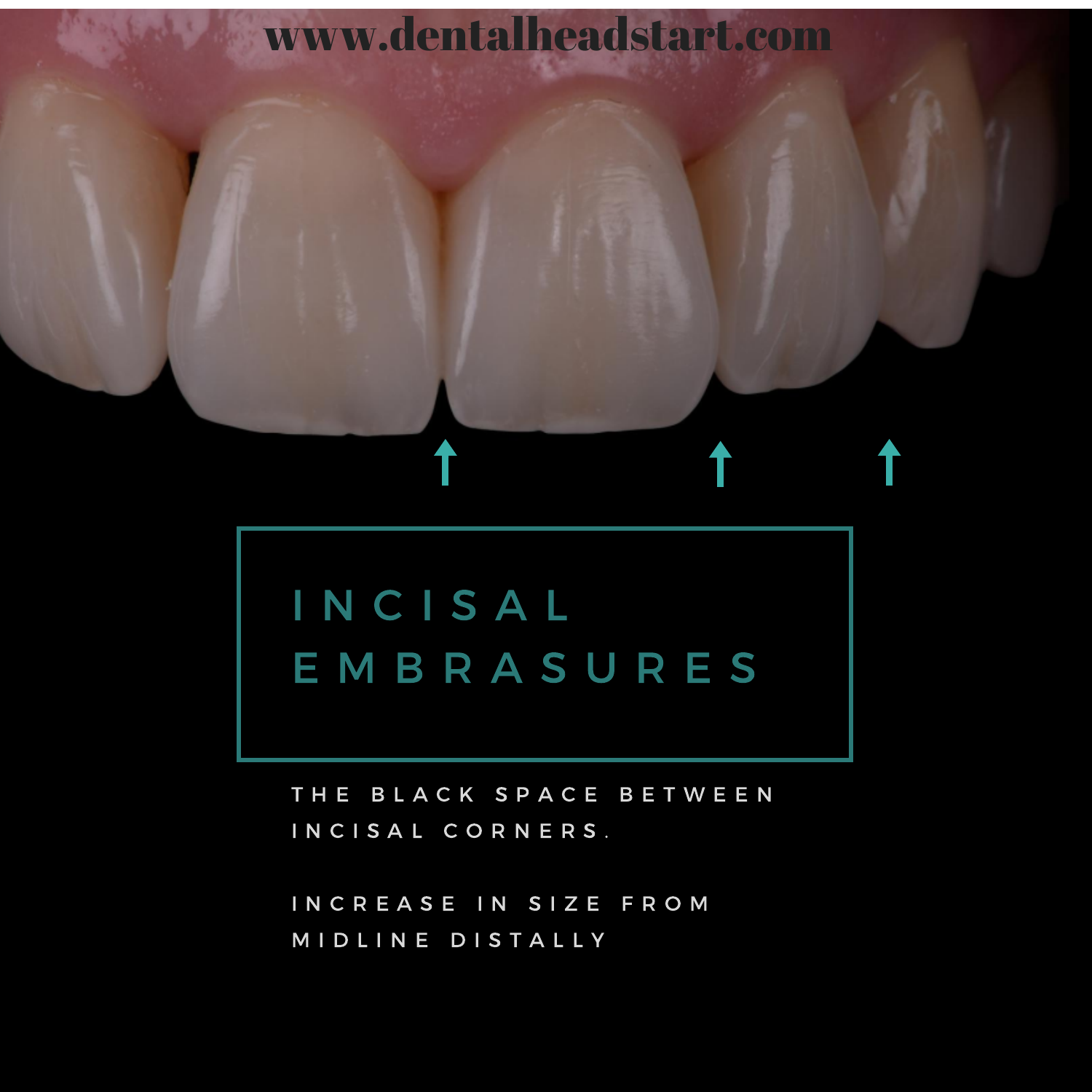www.dentalheadstart.com

# INCISAL EMBRASURES

THE BLACK SPACE BETWEEN INCISAL CORNERS.

INCREASE IN SIZE FROM MIDLINE DISTALLY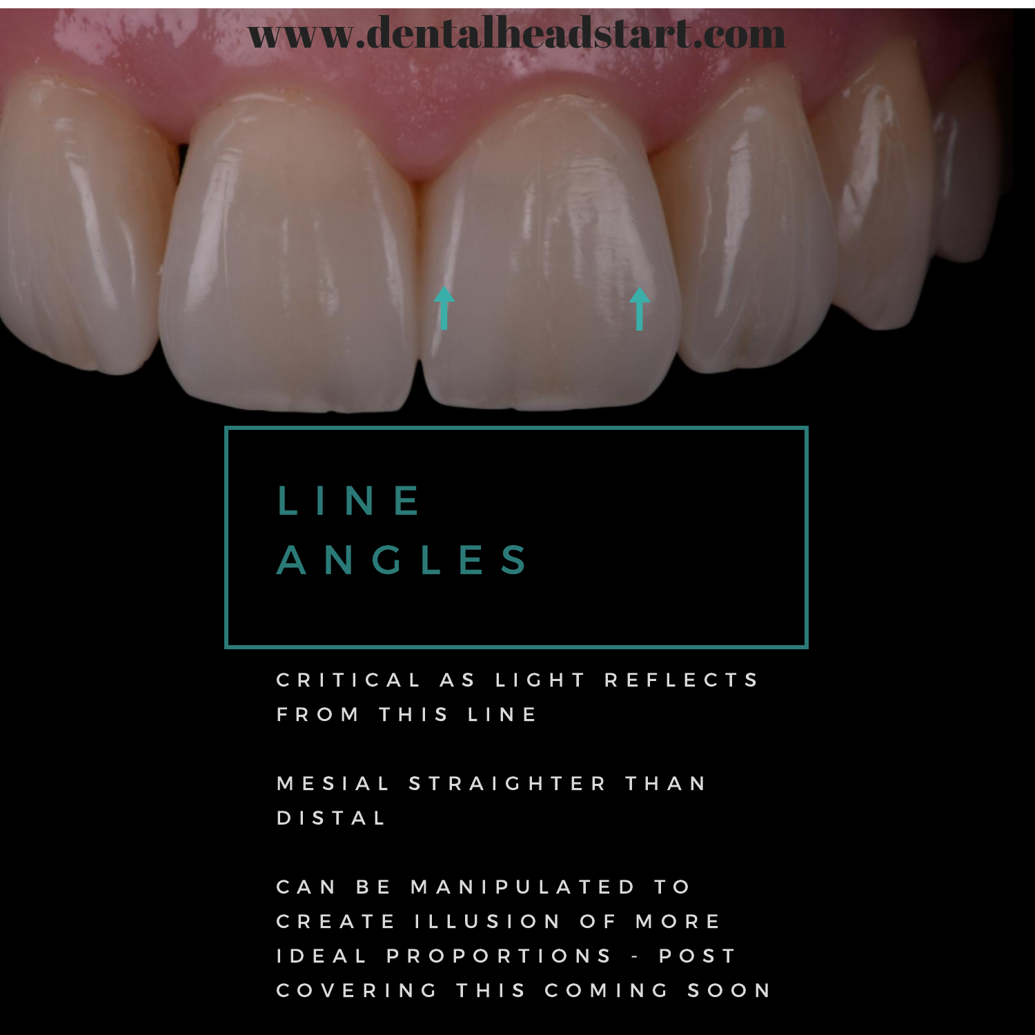www.dentalheadstart.com

# LINE ANGLES

CRITICAL AS LIGHT REFLECTS FROM THIS LINE

MESIAL STRAIGHTER THAN DISTAL

CAN BE MANIPULATED TO CREATE ILLUSION OF MORE IDEAL PROPORTIONS - POST COVERING THIS COMING SOON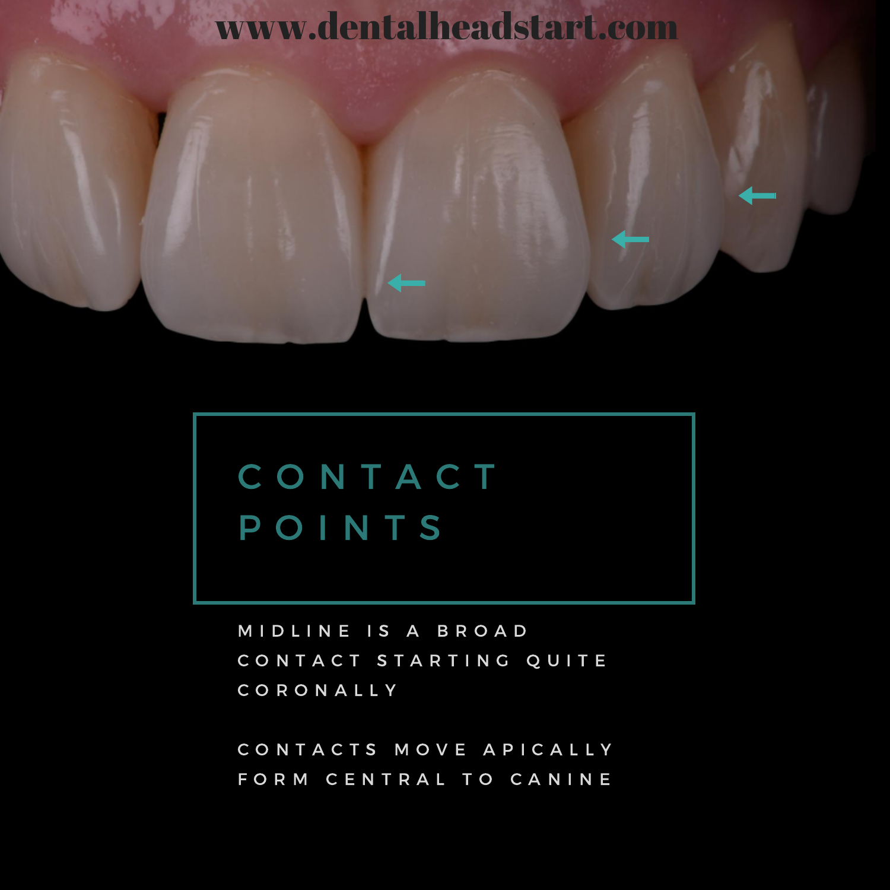www.dentalheadstart.com

# CONTACT POINTS

MIDLINE IS A BROAD CONTACT STARTING QUITE CORONALLY

CONTACTS MOVE APICALLY FORM CENTRAL TO CANINE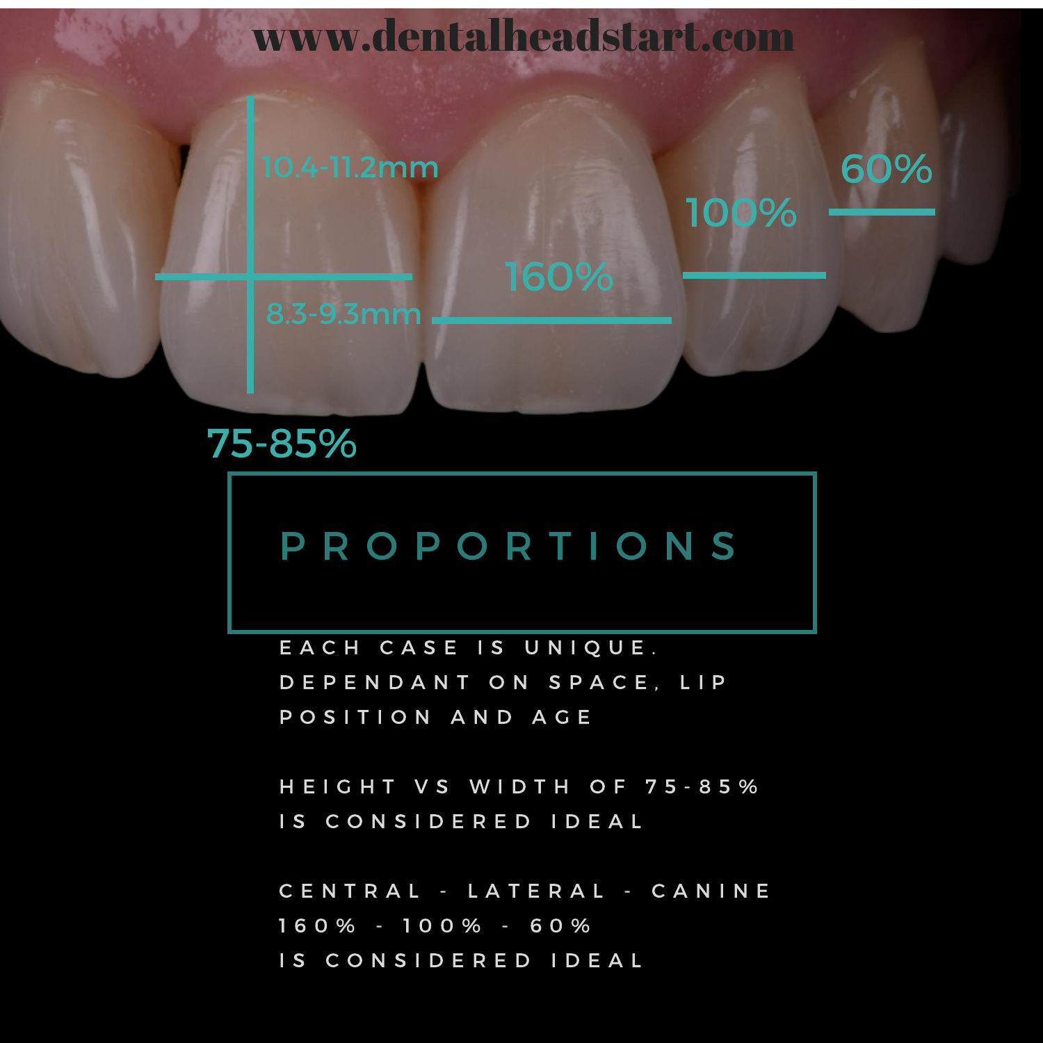www.dentalheadstart.com

10.4-11.2mm

8.3-9.3mm

160%

100%

60%

75-85%

# PROPORTIONS

EACH CASE IS UNIQUE.
DEPENDANT ON SPACE, LIP POSITION AND AGE

HEIGHT VS WIDTH OF 75-85% IS CONSIDERED IDEAL

CENTRAL - LATERAL - CANINE
160% - 100% - 60%
IS CONSIDERED IDEAL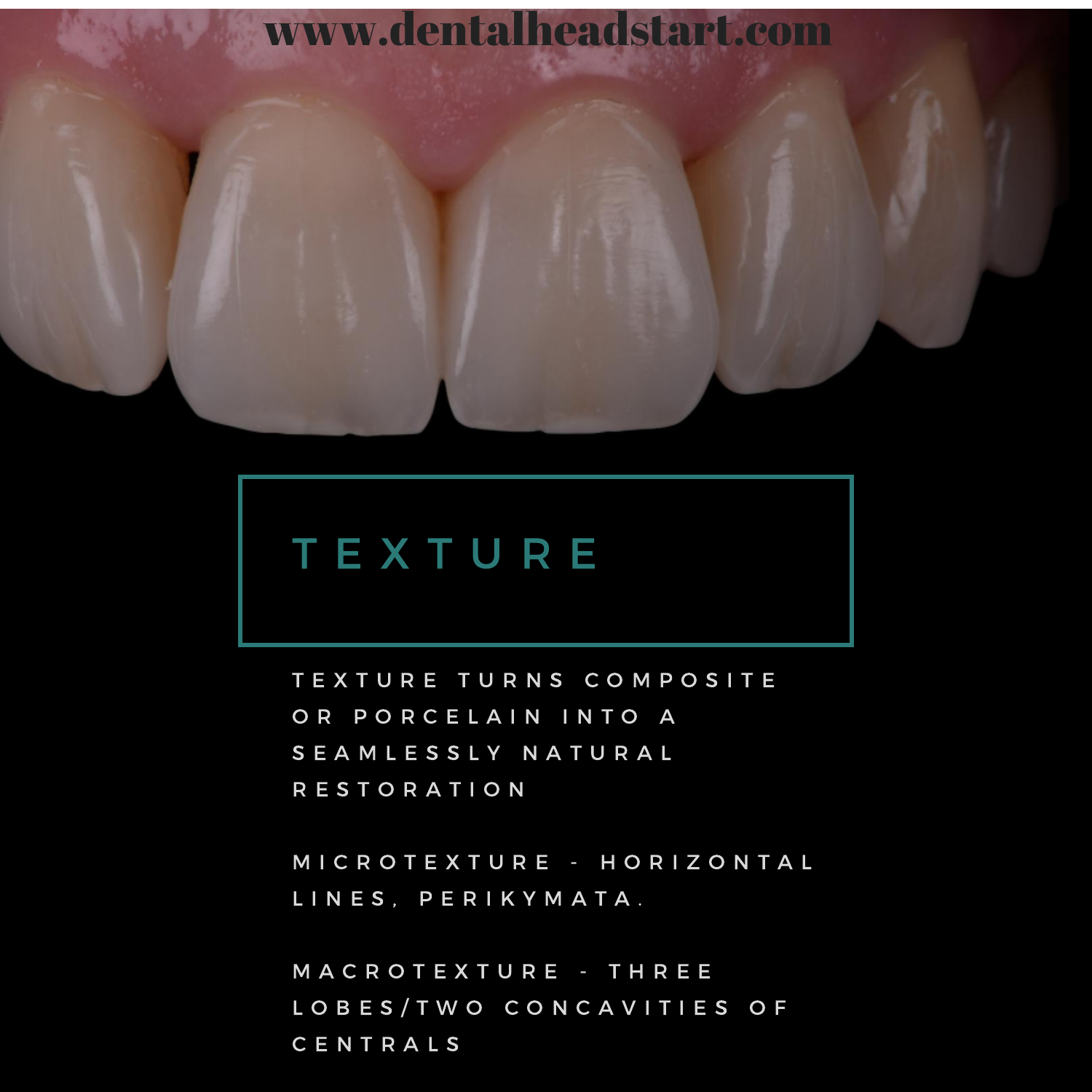www.dentalheadstart.com

# TEXTURE

TEXTURE TURNS COMPOSITE OR PORCELAIN INTO A SEAMLESSLY NATURAL RESTORATION

MICROTEXTURE - HORIZONTAL LINES, PERIKYMATA.

MACROTEXTURE - THREE LOBES/TWO CONCAVITIES OF CENTRALS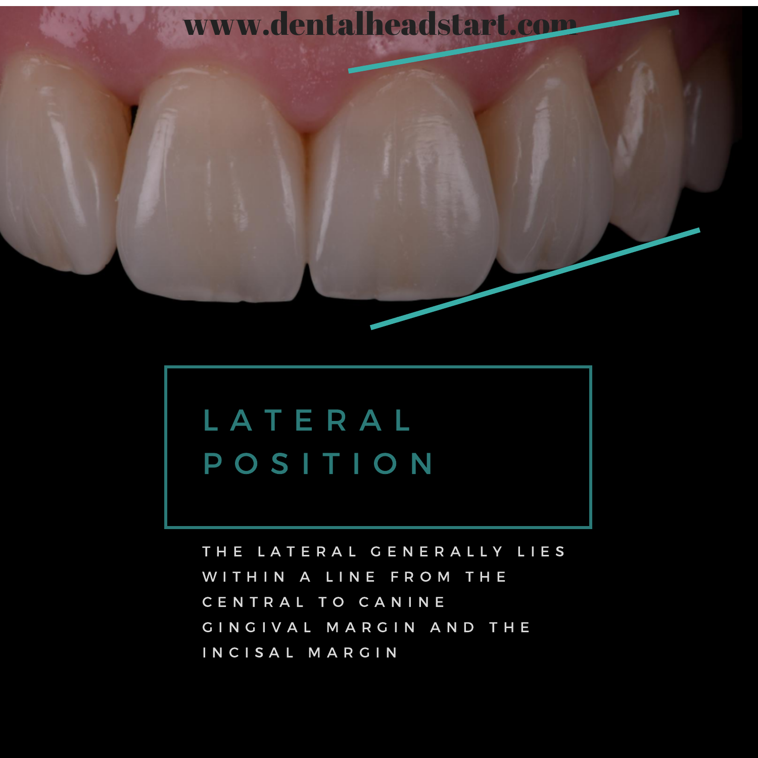www.dentalheadstart.com

# LATERAL POSITION

THE LATERAL GENERALLY LIES WITHIN A LINE FROM THE CENTRAL TO CANINE GINGIVAL MARGIN AND THE INCISAL MARGIN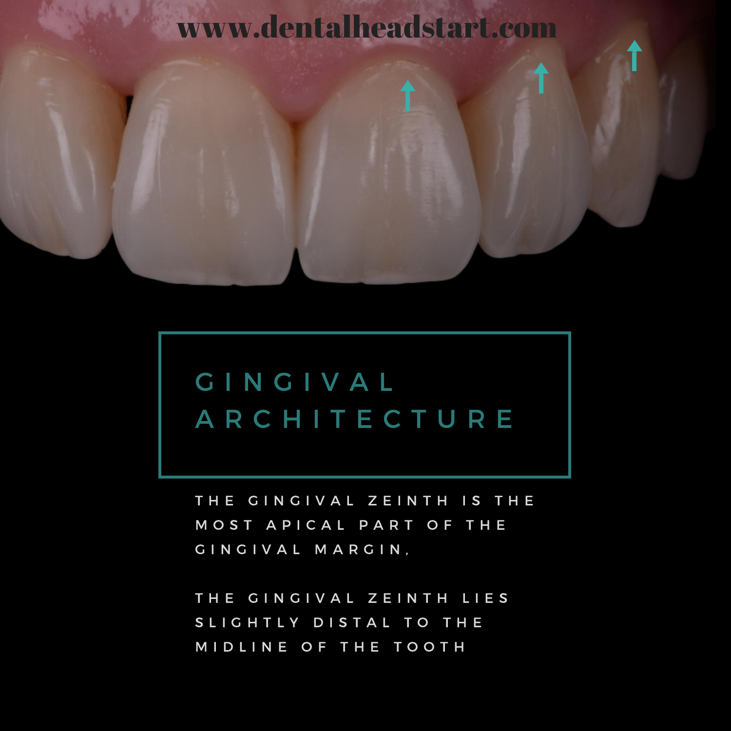www.dentalheadstart.com

# GINGIVAL ARCHITECTURE

THE GINGIVAL ZEINTH IS THE MOST APICAL PART OF THE GINGIVAL MARGIN,

THE GINGIVAL ZEINTH LIES SLIGHTLY DISTAL TO THE MIDLINE OF THE TOOTH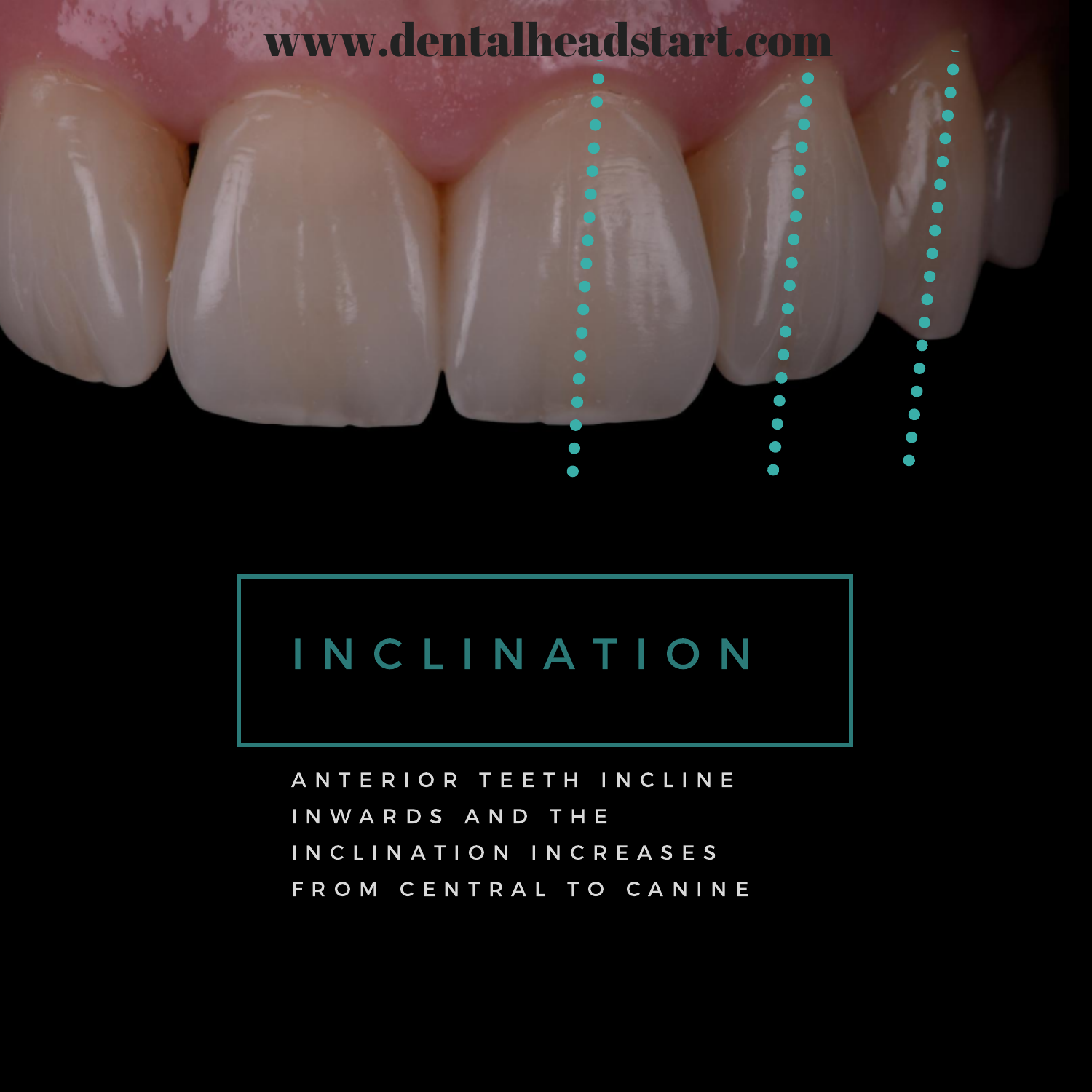www.dentalheadstart.com

# INCLINATION

ANTERIOR TEETH INCLINE INWARDS AND THE INCLINATION INCREASES FROM CENTRAL TO CANINE